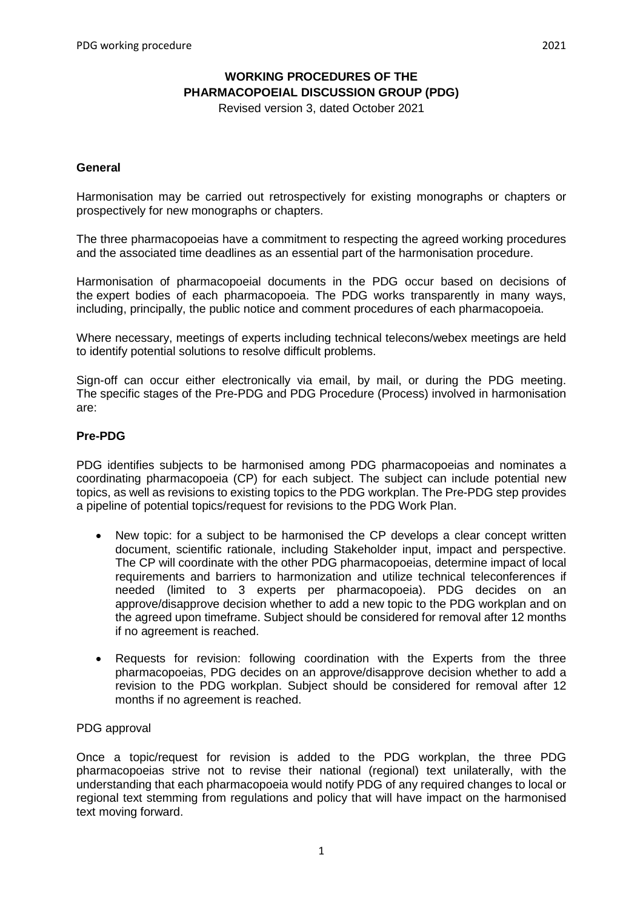# WORKING PROCEDURES OF THE PHARMACOPOEIAL DISCUSSION GROUP (PDG)

Revised version 3, dated October 2021

## General

Harmonisation may be carried out retrospectively for existing monographs or chapters or prospectively for new monographs or chapters.

The three pharmacopoeias have a commitment to respecting the agreed working procedures and the associated time deadlines as an essential part of the harmonisation procedure.

Harmonisation of pharmacopoeial documents in the PDG occur based on decisions of the expert bodies of each pharmacopoeia. The PDG works transparently in many ways, including, principally, the public notice and comment procedures of each pharmacopoeia.

Where necessary, meetings of experts including technical telecons/webex meetings are held to identify potential solutions to resolve difficult problems.

Sign-off can occur either electronically via email, by mail, or during the PDG meeting. The specific stages of the Pre-PDG and PDG Procedure (Process) involved in harmonisation are:

## Pre-PDG

PDG identifies subjects to be harmonised among PDG pharmacopoeias and nominates a coordinating pharmacopoeia (CP) for each subject. The subject can include potential new topics, as well as revisions to existing topics to the PDG workplan. The Pre-PDG step provides a pipeline of potential topics/request for revisions to the PDG Work Plan.

- New topic: for a subject to be harmonised the CP develops a clear concept written document, scientific rationale, including Stakeholder input, impact and perspective. The CP will coordinate with the other PDG pharmacopoeias, determine impact of local requirements and barriers to harmonization and utilize technical teleconferences if needed (limited to 3 experts per pharmacopoeia). PDG decides on an approve/disapprove decision whether to add a new topic to the PDG workplan and on the agreed upon timeframe. Subject should be considered for removal after 12 months if no agreement is reached.

- Requests for revision: following coordination with the Experts from the three pharmacopoeias, PDG decides on an approve/disapprove decision whether to add a revision to the PDG workplan. Subject should be considered for removal after 12 months if no agreement is reached.

PDG approval

Once a topic/request for revision is added to the PDG workplan, the three PDG pharmacopoeias strive not to revise their national (regional) text unilaterally, with the understanding that each pharmacopoeia would notify PDG of any required changes to local or regional text stemming from regulations and policy that will have impact on the harmonised text moving forward.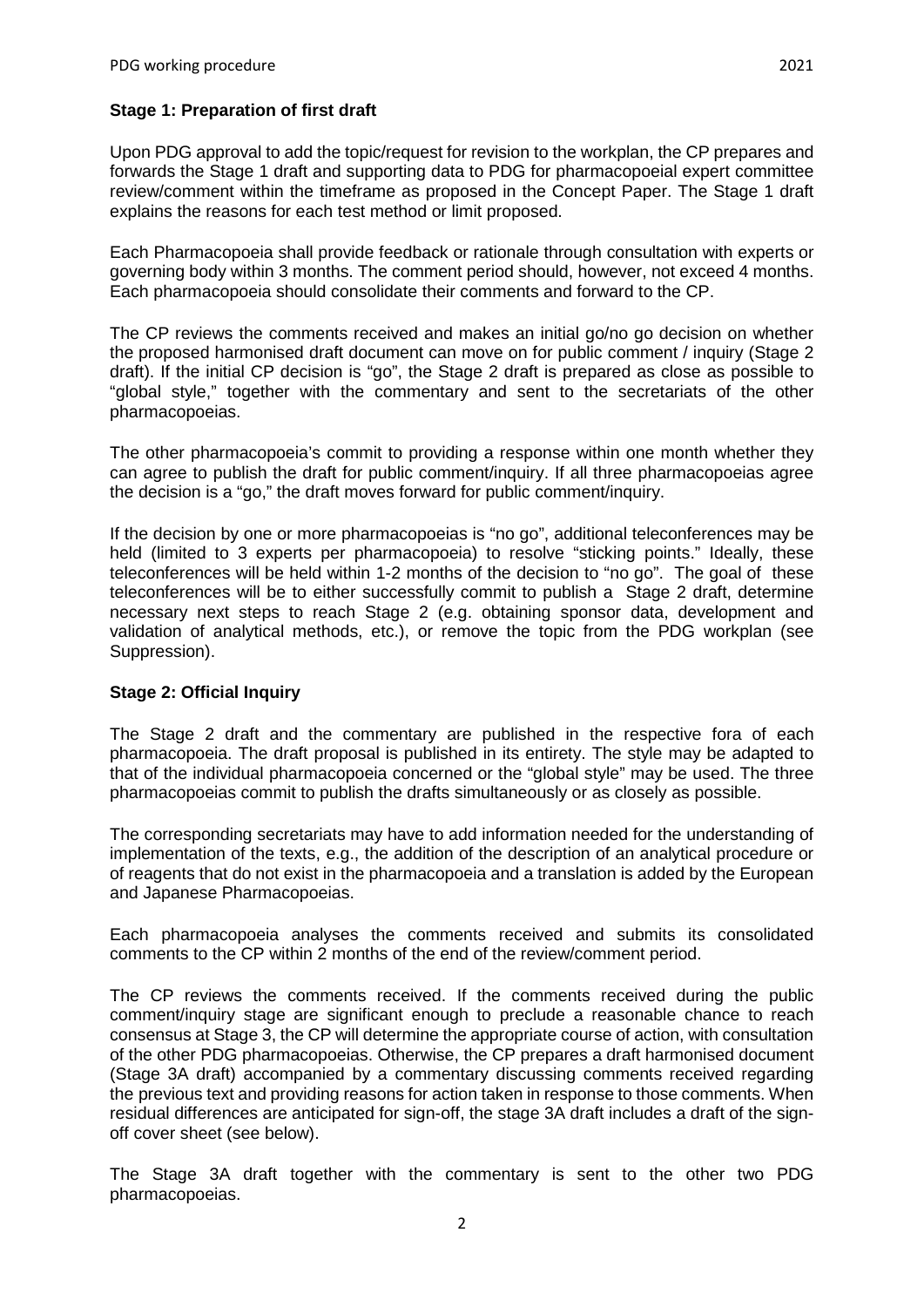**Stage 1: Preparation of first draft**

Upon PDG approval to add the topic/request for revision to the workplan, the CP prepares and forwards the Stage 1 draft and supporting data to PDG for pharmacopoeial expert committee review/comment within the timeframe as proposed in the Concept Paper. The Stage 1 draft explains the reasons for each test method or limit proposed.

Each Pharmacopoeia shall provide feedback or rationale through consultation with experts or governing body within 3 months. The comment period should, however, not exceed 4 months. Each pharmacopoeia should consolidate their comments and forward to the CP.

The CP reviews the comments received and makes an initial go/no go decision on whether the proposed harmonised draft document can move on for public comment / inquiry (Stage 2 draft). If the initial CP decision is "go", the Stage 2 draft is prepared as close as possible to "global style," together with the commentary and sent to the secretariats of the other pharmacopoeias.

The other pharmacopoeia's commit to providing a response within one month whether they can agree to publish the draft for public comment/inquiry. If all three pharmacopoeias agree the decision is a "go," the draft moves forward for public comment/inquiry.

If the decision by one or more pharmacopoeias is "no go", additional teleconferences may be held (limited to 3 experts per pharmacopoeia) to resolve "sticking points." Ideally, these teleconferences will be held within 1-2 months of the decision to "no go". The goal of these teleconferences will be to either successfully commit to publish a Stage 2 draft, determine necessary next steps to reach Stage 2 (e.g. obtaining sponsor data, development and validation of analytical methods, etc.), or remove the topic from the PDG workplan (see Suppression).

**Stage 2: Official Inquiry**

The Stage 2 draft and the commentary are published in the respective fora of each pharmacopoeia. The draft proposal is published in its entirety. The style may be adapted to that of the individual pharmacopoeia concerned or the "global style" may be used. The three pharmacopoeias commit to publish the drafts simultaneously or as closely as possible.

The corresponding secretariats may have to add information needed for the understanding of implementation of the texts, e.g., the addition of the description of an analytical procedure or of reagents that do not exist in the pharmacopoeia and a translation is added by the European and Japanese Pharmacopoeias.

Each pharmacopoeia analyses the comments received and submits its consolidated comments to the CP within 2 months of the end of the review/comment period.

The CP reviews the comments received. If the comments received during the public comment/inquiry stage are significant enough to preclude a reasonable chance to reach consensus at Stage 3, the CP will determine the appropriate course of action, with consultation of the other PDG pharmacopoeias. Otherwise, the CP prepares a draft harmonised document (Stage 3A draft) accompanied by a commentary discussing comments received regarding the previous text and providing reasons for action taken in response to those comments. When residual differences are anticipated for sign-off, the stage 3A draft includes a draft of the sign-off cover sheet (see below).

The Stage 3A draft together with the commentary is sent to the other two PDG pharmacopoeias.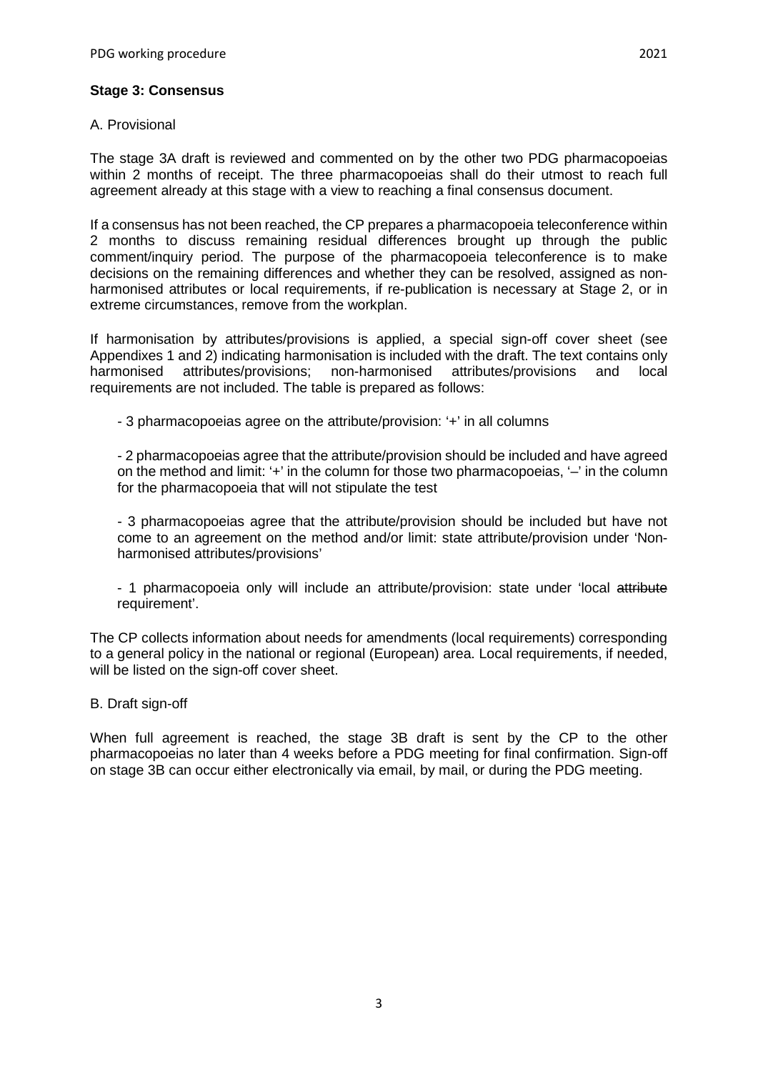**Stage 3: Consensus**

A. Provisional

The stage 3A draft is reviewed and commented on by the other two PDG pharmacopoeias within 2 months of receipt. The three pharmacopoeias shall do their utmost to reach full agreement already at this stage with a view to reaching a final consensus document.

If a consensus has not been reached, the CP prepares a pharmacopoeia teleconference within 2 months to discuss remaining residual differences brought up through the public comment/inquiry period. The purpose of the pharmacopoeia teleconference is to make decisions on the remaining differences and whether they can be resolved, assigned as non-harmonised attributes or local requirements, if re-publication is necessary at Stage 2, or in extreme circumstances, remove from the workplan.

If harmonisation by attributes/provisions is applied, a special sign-off cover sheet (see Appendixes 1 and 2) indicating harmonisation is included with the draft. The text contains only harmonised attributes/provisions; non-harmonised attributes/provisions and local requirements are not included. The table is prepared as follows:

- 3 pharmacopoeias agree on the attribute/provision: '+' in all columns

- 2 pharmacopoeias agree that the attribute/provision should be included and have agreed on the method and limit: '+' in the column for those two pharmacopoeias, '–' in the column for the pharmacopoeia that will not stipulate the test

- 3 pharmacopoeias agree that the attribute/provision should be included but have not come to an agreement on the method and/or limit: state attribute/provision under 'Non-harmonised attributes/provisions'

- 1 pharmacopoeia only will include an attribute/provision: state under 'local ~~attribute~~ requirement'.

The CP collects information about needs for amendments (local requirements) corresponding to a general policy in the national or regional (European) area. Local requirements, if needed, will be listed on the sign-off cover sheet.

B. Draft sign-off

When full agreement is reached, the stage 3B draft is sent by the CP to the other pharmacopoeias no later than 4 weeks before a PDG meeting for final confirmation. Sign-off on stage 3B can occur either electronically via email, by mail, or during the PDG meeting.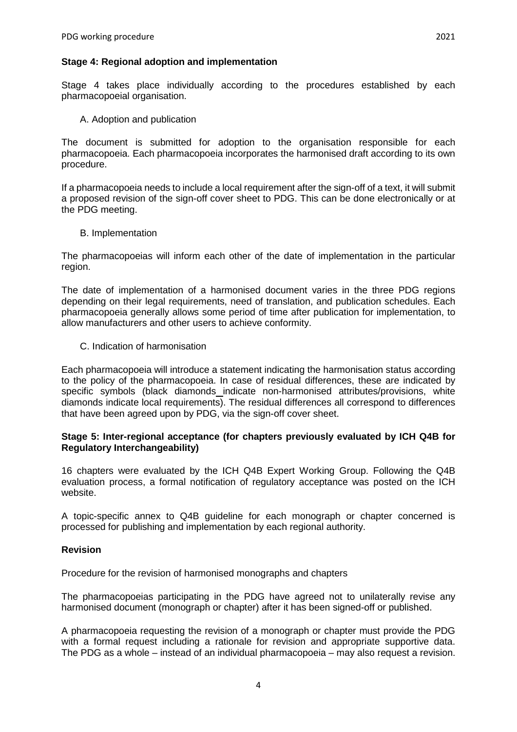**Stage 4: Regional adoption and implementation**

Stage 4 takes place individually according to the procedures established by each pharmacopoeial organisation.

A. Adoption and publication

The document is submitted for adoption to the organisation responsible for each pharmacopoeia. Each pharmacopoeia incorporates the harmonised draft according to its own procedure.

If a pharmacopoeia needs to include a local requirement after the sign-off of a text, it will submit a proposed revision of the sign-off cover sheet to PDG. This can be done electronically or at the PDG meeting.

B. Implementation

The pharmacopoeias will inform each other of the date of implementation in the particular region.

The date of implementation of a harmonised document varies in the three PDG regions depending on their legal requirements, need of translation, and publication schedules. Each pharmacopoeia generally allows some period of time after publication for implementation, to allow manufacturers and other users to achieve conformity.

C. Indication of harmonisation

Each pharmacopoeia will introduce a statement indicating the harmonisation status according to the policy of the pharmacopoeia. In case of residual differences, these are indicated by specific symbols (black diamonds indicate non-harmonised attributes/provisions, white diamonds indicate local requirements). The residual differences all correspond to differences that have been agreed upon by PDG, via the sign-off cover sheet.

**Stage 5: Inter-regional acceptance (for chapters previously evaluated by ICH Q4B for Regulatory Interchangeability)**

16 chapters were evaluated by the ICH Q4B Expert Working Group. Following the Q4B evaluation process, a formal notification of regulatory acceptance was posted on the ICH website.

A topic-specific annex to Q4B guideline for each monograph or chapter concerned is processed for publishing and implementation by each regional authority.

**Revision**

Procedure for the revision of harmonised monographs and chapters

The pharmacopoeias participating in the PDG have agreed not to unilaterally revise any harmonised document (monograph or chapter) after it has been signed-off or published.

A pharmacopoeia requesting the revision of a monograph or chapter must provide the PDG with a formal request including a rationale for revision and appropriate supportive data. The PDG as a whole – instead of an individual pharmacopoeia – may also request a revision.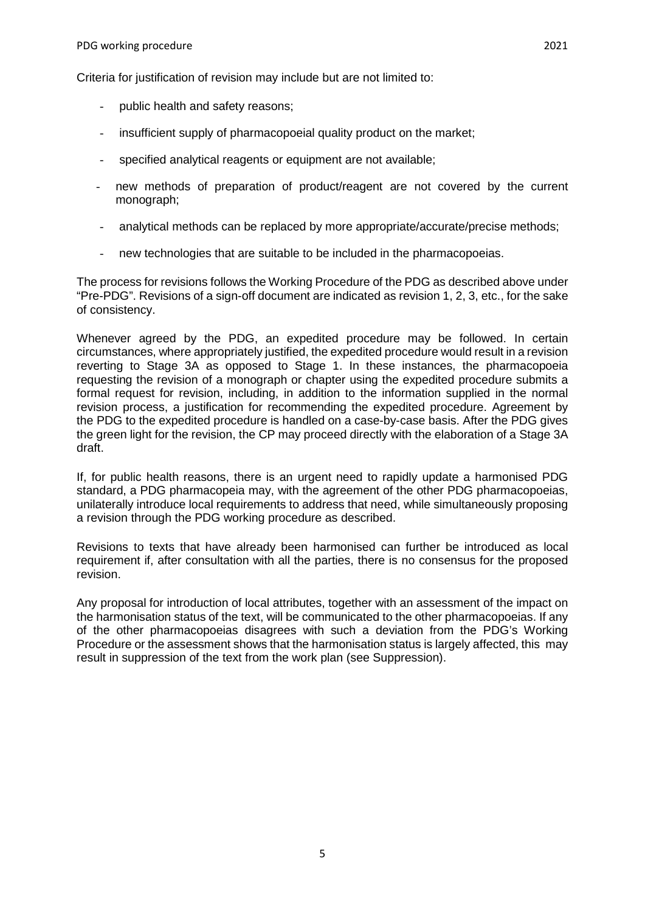Criteria for justification of revision may include but are not limited to:

- public health and safety reasons;
- insufficient supply of pharmacopoeial quality product on the market;
- specified analytical reagents or equipment are not available;
- new methods of preparation of product/reagent are not covered by the current monograph;
- analytical methods can be replaced by more appropriate/accurate/precise methods;
- new technologies that are suitable to be included in the pharmacopoeias.

The process for revisions follows the Working Procedure of the PDG as described above under "Pre-PDG". Revisions of a sign-off document are indicated as revision 1, 2, 3, etc., for the sake of consistency.

Whenever agreed by the PDG, an expedited procedure may be followed. In certain circumstances, where appropriately justified, the expedited procedure would result in a revision reverting to Stage 3A as opposed to Stage 1. In these instances, the pharmacopoeia requesting the revision of a monograph or chapter using the expedited procedure submits a formal request for revision, including, in addition to the information supplied in the normal revision process, a justification for recommending the expedited procedure. Agreement by the PDG to the expedited procedure is handled on a case-by-case basis. After the PDG gives the green light for the revision, the CP may proceed directly with the elaboration of a Stage 3A draft.

If, for public health reasons, there is an urgent need to rapidly update a harmonised PDG standard, a PDG pharmacopeia may, with the agreement of the other PDG pharmacopoeias, unilaterally introduce local requirements to address that need, while simultaneously proposing a revision through the PDG working procedure as described.

Revisions to texts that have already been harmonised can further be introduced as local requirement if, after consultation with all the parties, there is no consensus for the proposed revision.

Any proposal for introduction of local attributes, together with an assessment of the impact on the harmonisation status of the text, will be communicated to the other pharmacopoeias. If any of the other pharmacopoeias disagrees with such a deviation from the PDG's Working Procedure or the assessment shows that the harmonisation status is largely affected, this may result in suppression of the text from the work plan (see Suppression).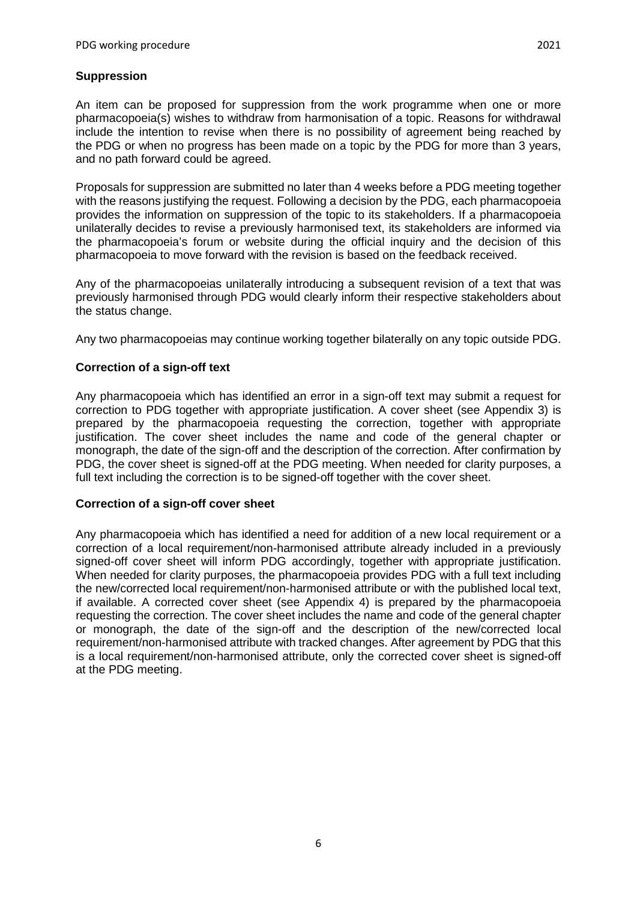## Suppression

An item can be proposed for suppression from the work programme when one or more pharmacopoeia(s) wishes to withdraw from harmonisation of a topic. Reasons for withdrawal include the intention to revise when there is no possibility of agreement being reached by the PDG or when no progress has been made on a topic by the PDG for more than 3 years, and no path forward could be agreed.

Proposals for suppression are submitted no later than 4 weeks before a PDG meeting together with the reasons justifying the request. Following a decision by the PDG, each pharmacopoeia provides the information on suppression of the topic to its stakeholders. If a pharmacopoeia unilaterally decides to revise a previously harmonised text, its stakeholders are informed via the pharmacopoeia's forum or website during the official inquiry and the decision of this pharmacopoeia to move forward with the revision is based on the feedback received.

Any of the pharmacopoeias unilaterally introducing a subsequent revision of a text that was previously harmonised through PDG would clearly inform their respective stakeholders about the status change.

Any two pharmacopoeias may continue working together bilaterally on any topic outside PDG.

## Correction of a sign-off text

Any pharmacopoeia which has identified an error in a sign-off text may submit a request for correction to PDG together with appropriate justification. A cover sheet (see Appendix 3) is prepared by the pharmacopoeia requesting the correction, together with appropriate justification. The cover sheet includes the name and code of the general chapter or monograph, the date of the sign-off and the description of the correction. After confirmation by PDG, the cover sheet is signed-off at the PDG meeting. When needed for clarity purposes, a full text including the correction is to be signed-off together with the cover sheet.

## Correction of a sign-off cover sheet

Any pharmacopoeia which has identified a need for addition of a new local requirement or a correction of a local requirement/non-harmonised attribute already included in a previously signed-off cover sheet will inform PDG accordingly, together with appropriate justification. When needed for clarity purposes, the pharmacopoeia provides PDG with a full text including the new/corrected local requirement/non-harmonised attribute or with the published local text, if available. A corrected cover sheet (see Appendix 4) is prepared by the pharmacopoeia requesting the correction. The cover sheet includes the name and code of the general chapter or monograph, the date of the sign-off and the description of the new/corrected local requirement/non-harmonised attribute with tracked changes. After agreement by PDG that this is a local requirement/non-harmonised attribute, only the corrected cover sheet is signed-off at the PDG meeting.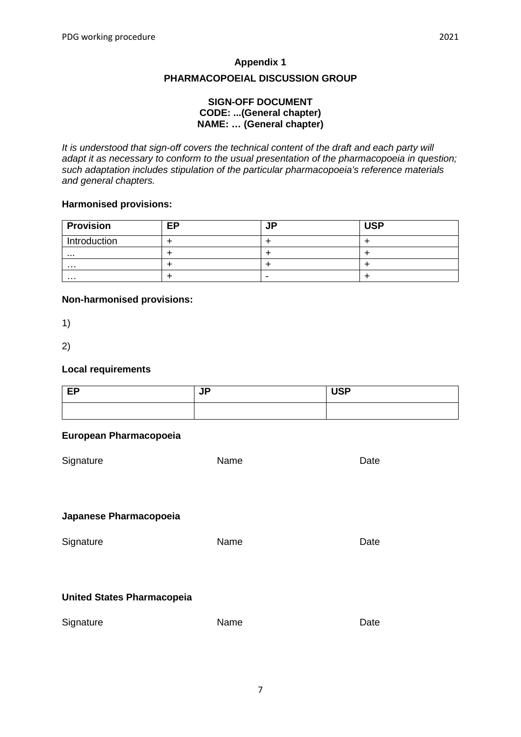**Appendix 1**

**PHARMACOPOEIAL DISCUSSION GROUP**

**SIGN-OFF DOCUMENT**
**CODE: ...(General chapter)**
**NAME: … (General chapter)**

*It is understood that sign-off covers the technical content of the draft and each party will adapt it as necessary to conform to the usual presentation of the pharmacopoeia in question; such adaptation includes stipulation of the particular pharmacopoeia's reference materials and general chapters.*

**Harmonised provisions:**

| Provision | EP | JP | USP |
| --- | --- | --- | --- |
| Introduction | + | + | + |
| ... | + | + | + |
| … | + | + | + |
| … | + | - | + |

**Non-harmonised provisions:**

1)

2)

**Local requirements**

| EP | JP | USP |
| --- | --- | --- |
| | | |

**European Pharmacopoeia**

Signature Name Date

**Japanese Pharmacopoeia**

Signature Name Date

**United States Pharmacopeia**

Signature Name Date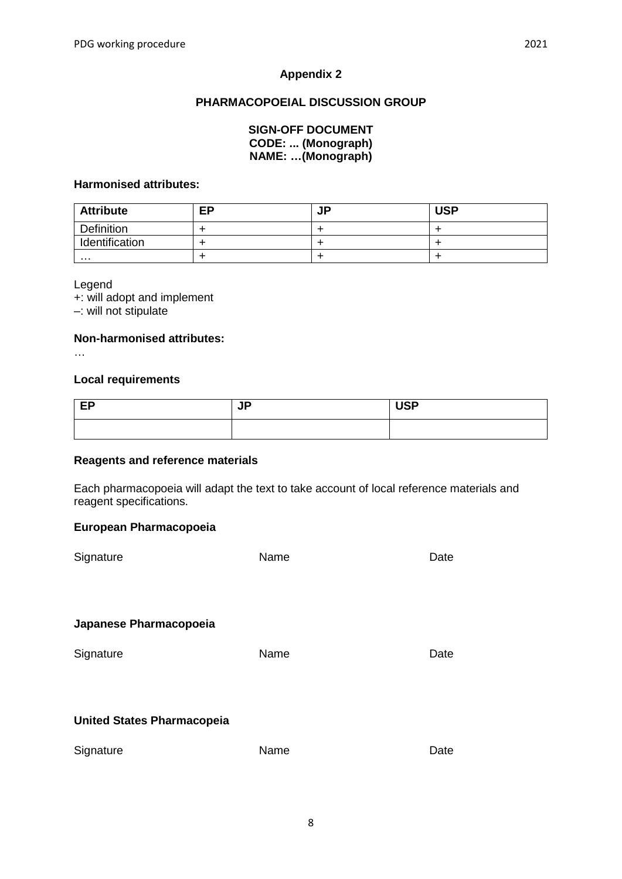**Appendix 2**

**PHARMACOPOEIAL DISCUSSION GROUP**

**SIGN-OFF DOCUMENT**
**CODE: ... (Monograph)**
**NAME: …(Monograph)**

**Harmonised attributes:**

| Attribute | EP | JP | USP |
|---|---|---|---|
| Definition | + | + | + |
| Identification | + | + | + |
| … | + | + | + |

Legend
+: will adopt and implement
–: will not stipulate

**Non-harmonised attributes:**
…

**Local requirements**

| EP | JP | USP |
|---|---|---|
| | | |

**Reagents and reference materials**

Each pharmacopoeia will adapt the text to take account of local reference materials and reagent specifications.

**European Pharmacopoeia**

Signature Name Date

**Japanese Pharmacopoeia**

Signature Name Date

**United States Pharmacopeia**

Signature Name Date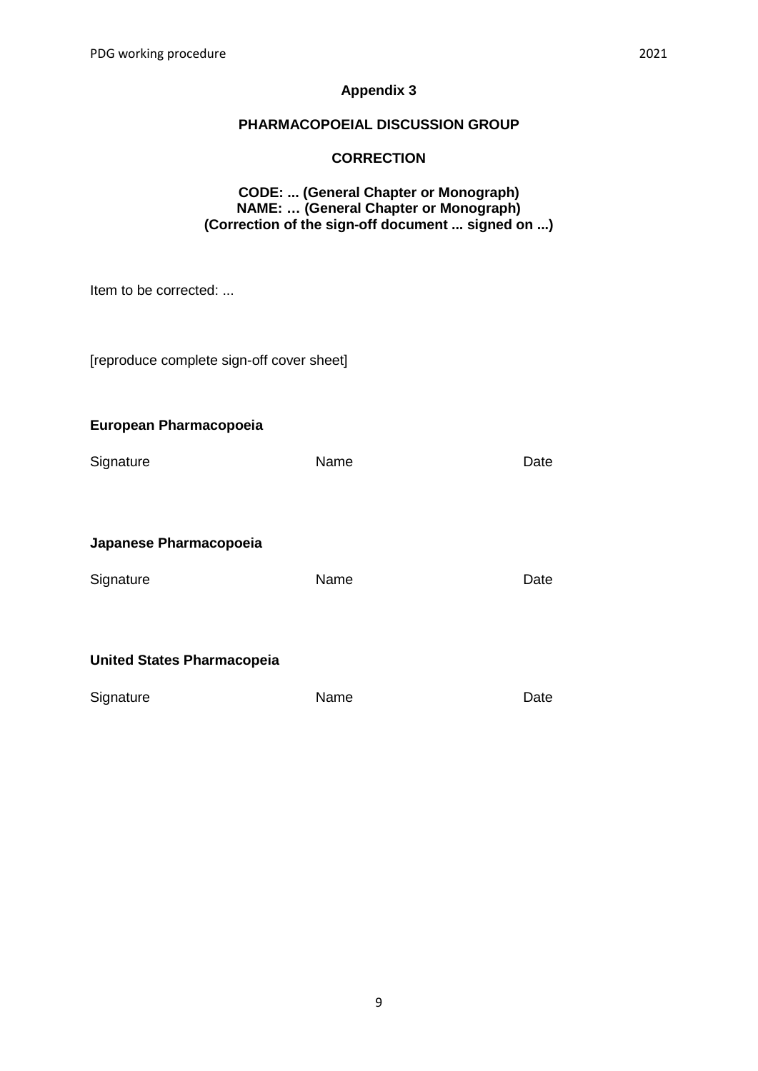**Appendix 3**

**PHARMACOPOEIAL DISCUSSION GROUP**

**CORRECTION**

**CODE: ... (General Chapter or Monograph)**
**NAME: … (General Chapter or Monograph)**
**(Correction of the sign-off document ... signed on ...)**

Item to be corrected: ...

[reproduce complete sign-off cover sheet]

**European Pharmacopoeia**

Signature Name Date

**Japanese Pharmacopoeia**

Signature Name Date

**United States Pharmacopeia**

Signature Name Date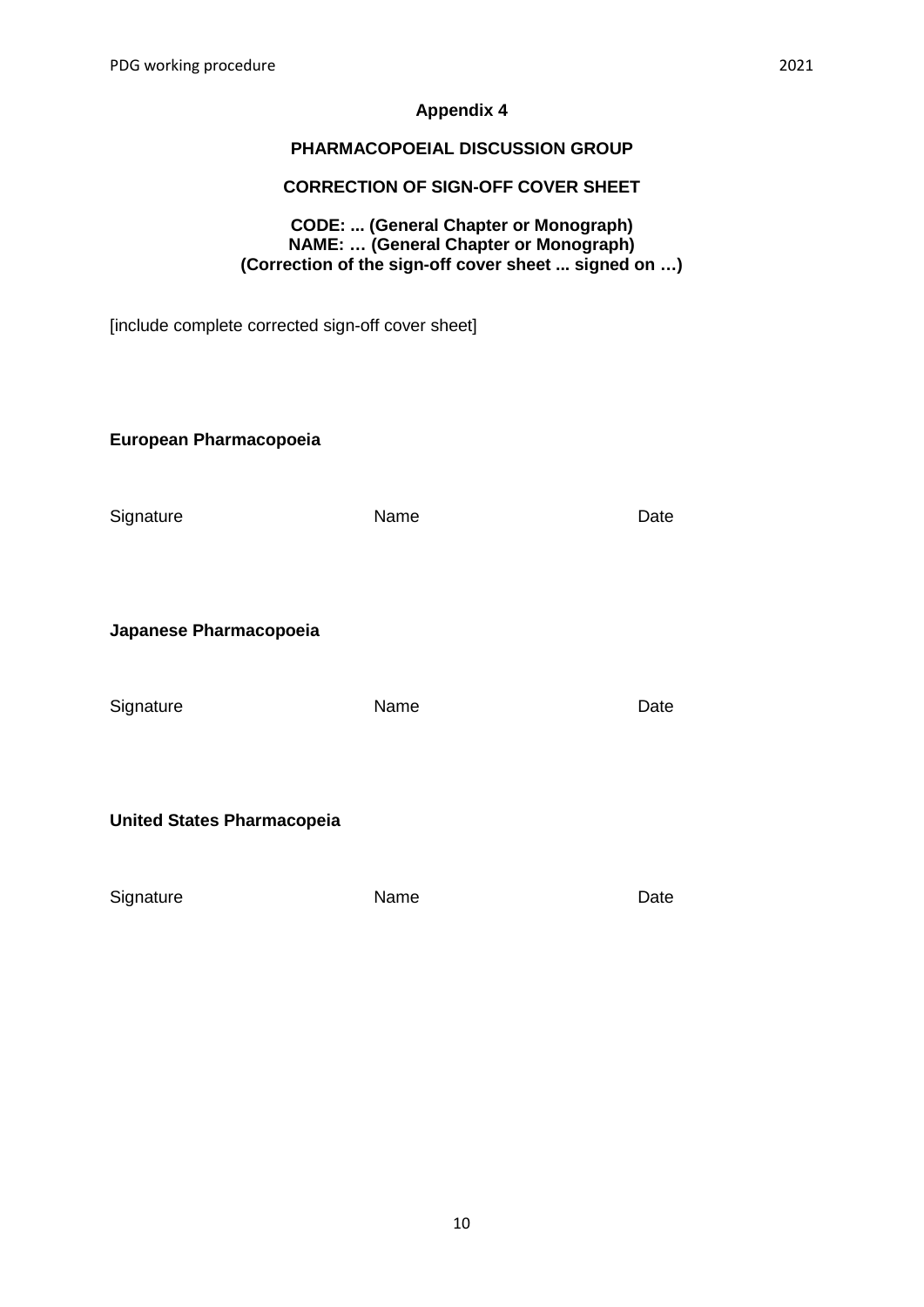## Appendix 4

**PHARMACOPOEIAL DISCUSSION GROUP**

**CORRECTION OF SIGN-OFF COVER SHEET**

**CODE: ... (General Chapter or Monograph)**
**NAME: … (General Chapter or Monograph)**
**(Correction of the sign-off cover sheet ... signed on …)**

[include complete corrected sign-off cover sheet]

**European Pharmacopoeia**

Signature Name Date

**Japanese Pharmacopoeia**

Signature Name Date

**United States Pharmacopeia**

Signature Name Date